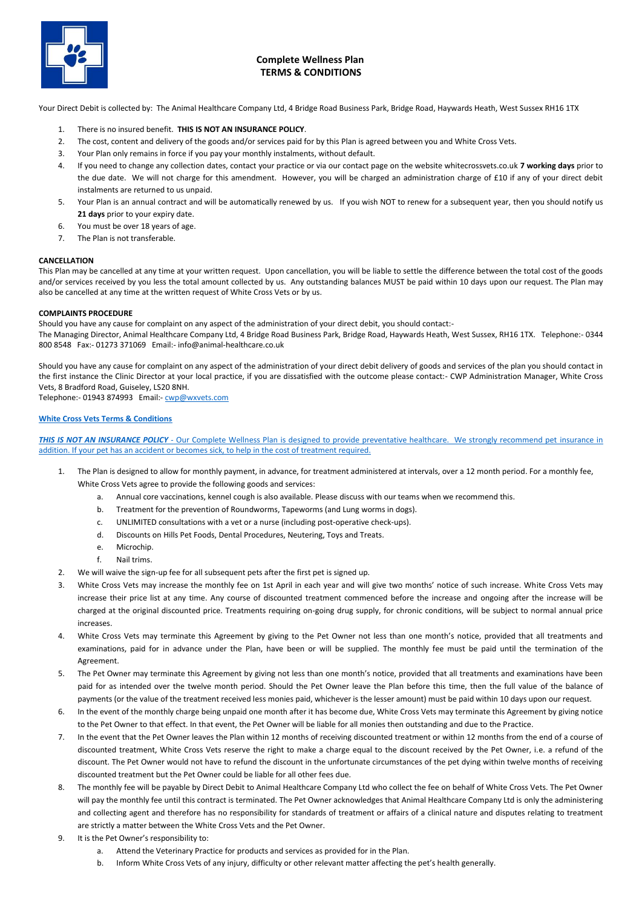# Complete Wellness Plan
## TERMS & CONDITIONS

Your Direct Debit is collected by: The Animal Healthcare Company Ltd, 4 Bridge Road Business Park, Bridge Road, Haywards Heath, West Sussex RH16 1TX

1. There is no insured benefit. **THIS IS NOT AN INSURANCE POLICY**.
2. The cost, content and delivery of the goods and/or services paid for by this Plan is agreed between you and White Cross Vets.
3. Your Plan only remains in force if you pay your monthly instalments, without default.
4. If you need to change any collection dates, contact your practice or via our contact page on the website whitecrossvets.co.uk **7 working days** prior to the due date. We will not charge for this amendment. However, you will be charged an administration charge of £10 if any of your direct debit instalments are returned to us unpaid.
5. Your Plan is an annual contract and will be automatically renewed by us. If you wish NOT to renew for a subsequent year, then you should notify us **21 days** prior to your expiry date.
6. You must be over 18 years of age.
7. The Plan is not transferable.

**CANCELLATION**

This Plan may be cancelled at any time at your written request. Upon cancellation, you will be liable to settle the difference between the total cost of the goods and/or services received by you less the total amount collected by us. Any outstanding balances MUST be paid within 10 days upon our request. The Plan may also be cancelled at any time at the written request of White Cross Vets or by us.

**COMPLAINTS PROCEDURE**

Should you have any cause for complaint on any aspect of the administration of your direct debit, you should contact:-

The Managing Director, Animal Healthcare Company Ltd, 4 Bridge Road Business Park, Bridge Road, Haywards Heath, West Sussex, RH16 1TX. Telephone:- 0344 800 8548 Fax:- 01273 371069 Email:- info@animal-healthcare.co.uk

Should you have any cause for complaint on any aspect of the administration of your direct debit delivery of goods and services of the plan you should contact in the first instance the Clinic Director at your local practice, if you are dissatisfied with the outcome please contact:- CWP Administration Manager, White Cross Vets, 8 Bradford Road, Guiseley, LS20 8NH.
Telephone:- 01943 874993 Email:- cwp@wxvets.com

**White Cross Vets Terms & Conditions**

***THIS IS NOT AN INSURANCE POLICY*** - Our Complete Wellness Plan is designed to provide preventative healthcare. We strongly recommend pet insurance in addition. If your pet has an accident or becomes sick, to help in the cost of treatment required.

1. The Plan is designed to allow for monthly payment, in advance, for treatment administered at intervals, over a 12 month period. For a monthly fee, White Cross Vets agree to provide the following goods and services:
   a. Annual core vaccinations, kennel cough is also available. Please discuss with our teams when we recommend this.
   b. Treatment for the prevention of Roundworms, Tapeworms (and Lung worms in dogs).
   c. UNLIMITED consultations with a vet or a nurse (including post-operative check-ups).
   d. Discounts on Hills Pet Foods, Dental Procedures, Neutering, Toys and Treats.
   e. Microchip.
   f. Nail trims.
2. We will waive the sign-up fee for all subsequent pets after the first pet is signed up.
3. White Cross Vets may increase the monthly fee on 1st April in each year and will give two months' notice of such increase. White Cross Vets may increase their price list at any time. Any course of discounted treatment commenced before the increase and ongoing after the increase will be charged at the original discounted price. Treatments requiring on-going drug supply, for chronic conditions, will be subject to normal annual price increases.
4. White Cross Vets may terminate this Agreement by giving to the Pet Owner not less than one month's notice, provided that all treatments and examinations, paid for in advance under the Plan, have been or will be supplied. The monthly fee must be paid until the termination of the Agreement.
5. The Pet Owner may terminate this Agreement by giving not less than one month's notice, provided that all treatments and examinations have been paid for as intended over the twelve month period. Should the Pet Owner leave the Plan before this time, then the full value of the balance of payments (or the value of the treatment received less monies paid, whichever is the lesser amount) must be paid within 10 days upon our request.
6. In the event of the monthly charge being unpaid one month after it has become due, White Cross Vets may terminate this Agreement by giving notice to the Pet Owner to that effect. In that event, the Pet Owner will be liable for all monies then outstanding and due to the Practice.
7. In the event that the Pet Owner leaves the Plan within 12 months of receiving discounted treatment or within 12 months from the end of a course of discounted treatment, White Cross Vets reserve the right to make a charge equal to the discount received by the Pet Owner, i.e. a refund of the discount. The Pet Owner would not have to refund the discount in the unfortunate circumstances of the pet dying within twelve months of receiving discounted treatment but the Pet Owner could be liable for all other fees due.
8. The monthly fee will be payable by Direct Debit to Animal Healthcare Company Ltd who collect the fee on behalf of White Cross Vets. The Pet Owner will pay the monthly fee until this contract is terminated. The Pet Owner acknowledges that Animal Healthcare Company Ltd is only the administering and collecting agent and therefore has no responsibility for standards of treatment or affairs of a clinical nature and disputes relating to treatment are strictly a matter between the White Cross Vets and the Pet Owner.
9. It is the Pet Owner's responsibility to:
   a. Attend the Veterinary Practice for products and services as provided for in the Plan.
   b. Inform White Cross Vets of any injury, difficulty or other relevant matter affecting the pet's health generally.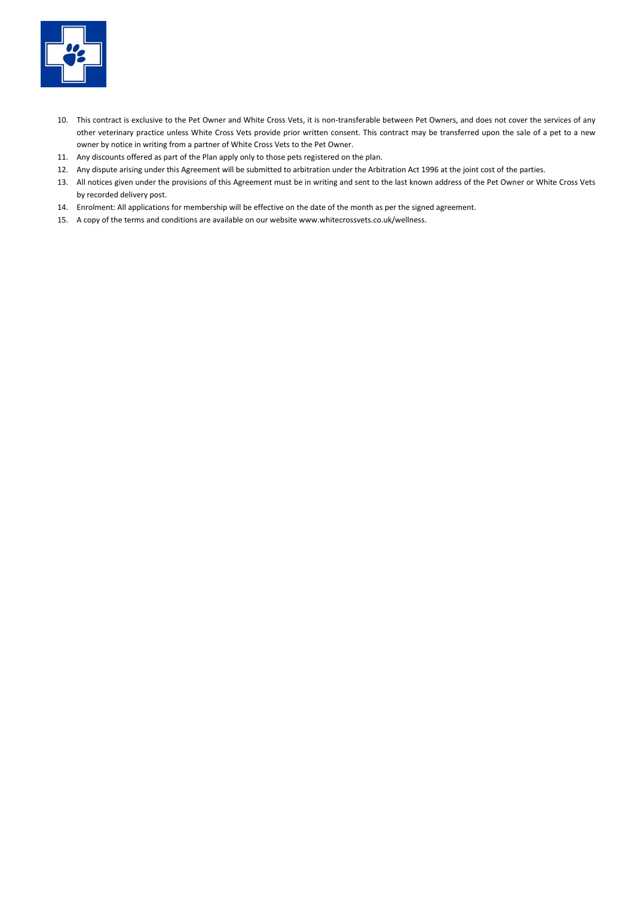10. This contract is exclusive to the Pet Owner and White Cross Vets, it is non-transferable between Pet Owners, and does not cover the services of any other veterinary practice unless White Cross Vets provide prior written consent. This contract may be transferred upon the sale of a pet to a new owner by notice in writing from a partner of White Cross Vets to the Pet Owner.
11. Any discounts offered as part of the Plan apply only to those pets registered on the plan.
12. Any dispute arising under this Agreement will be submitted to arbitration under the Arbitration Act 1996 at the joint cost of the parties.
13. All notices given under the provisions of this Agreement must be in writing and sent to the last known address of the Pet Owner or White Cross Vets by recorded delivery post.
14. Enrolment: All applications for membership will be effective on the date of the month as per the signed agreement.
15. A copy of the terms and conditions are available on our website www.whitecrossvets.co.uk/wellness.